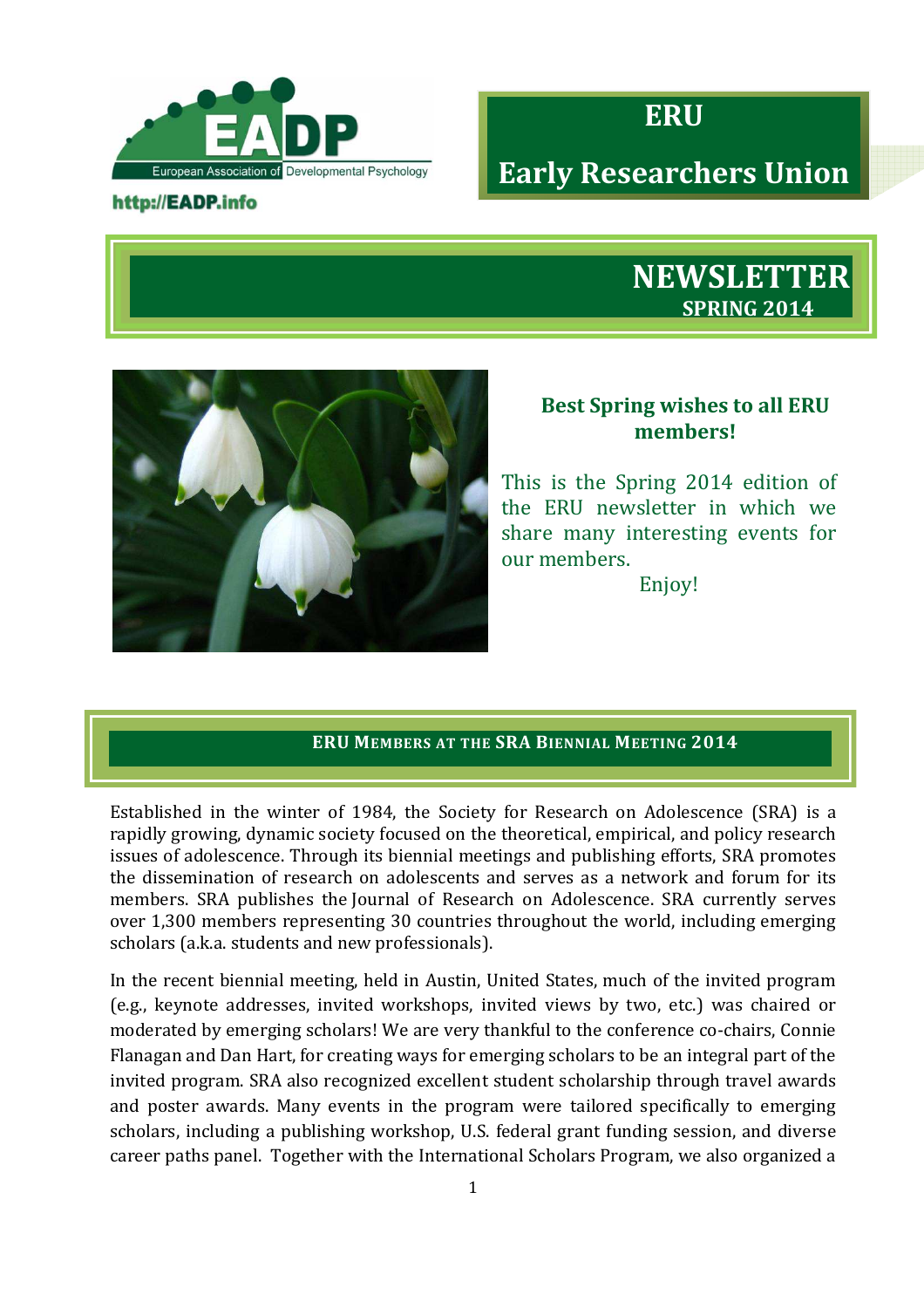European Association of Developmental Psychology

http://EADP.info

# ERU

# Early Researchers Union

# NEWSLETTER

**SPRING 2014**

**Best Spring wishes to all ERU members!**

This is the Spring 2014 edition of the ERU newsletter in which we share many interesting events for our members.

Enjoy!

## ERU Members at the SRA Biennial Meeting 2014

Established in the winter of 1984, the Society for Research on Adolescence (SRA) is a rapidly growing, dynamic society focused on the theoretical, empirical, and policy research issues of adolescence. Through its biennial meetings and publishing efforts, SRA promotes the dissemination of research on adolescents and serves as a network and forum for its members. SRA publishes the Journal of Research on Adolescence. SRA currently serves over 1,300 members representing 30 countries throughout the world, including emerging scholars (a.k.a. students and new professionals).

In the recent biennial meeting, held in Austin, United States, much of the invited program (e.g., keynote addresses, invited workshops, invited views by two, etc.) was chaired or moderated by emerging scholars! We are very thankful to the conference co-chairs, Connie Flanagan and Dan Hart, for creating ways for emerging scholars to be an integral part of the invited program. SRA also recognized excellent student scholarship through travel awards and poster awards. Many events in the program were tailored specifically to emerging scholars, including a publishing workshop, U.S. federal grant funding session, and diverse career paths panel. Together with the International Scholars Program, we also organized a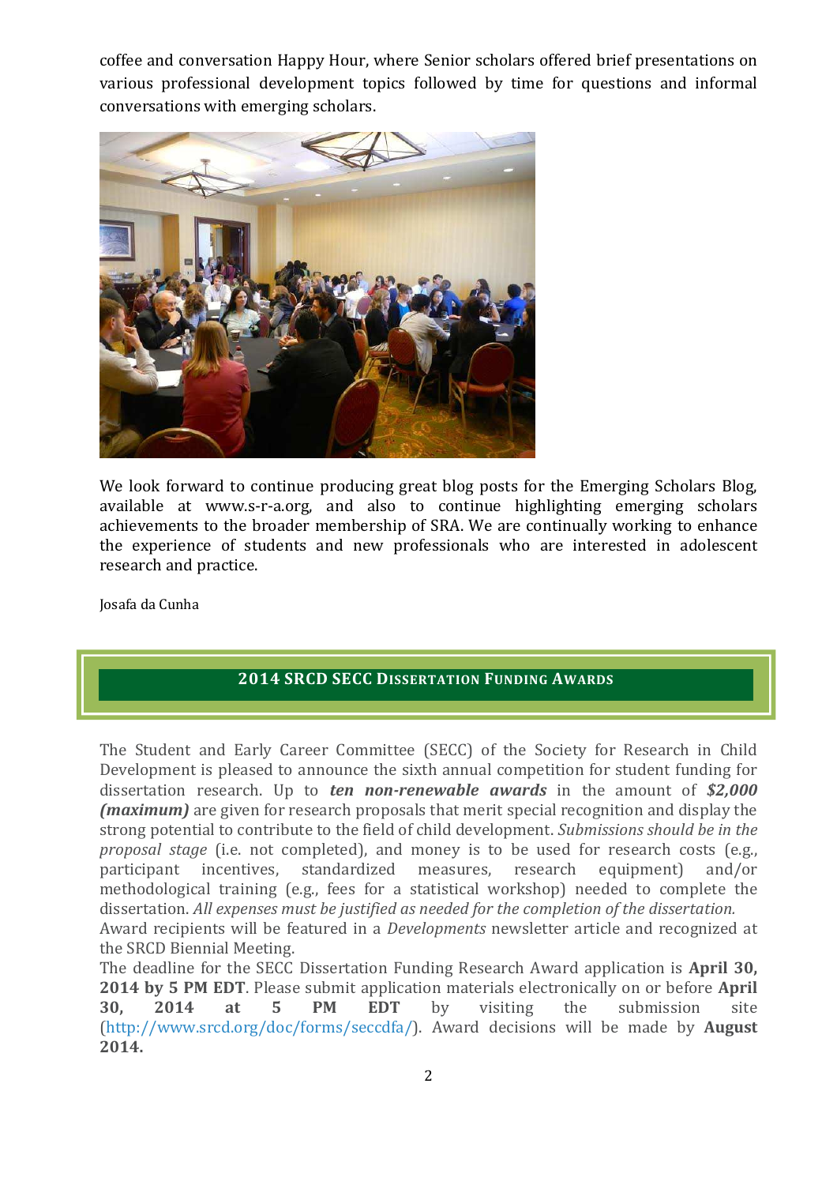coffee and conversation Happy Hour, where Senior scholars offered brief presentations on various professional development topics followed by time for questions and informal conversations with emerging scholars.

We look forward to continue producing great blog posts for the Emerging Scholars Blog, available at www.s-r-a.org, and also to continue highlighting emerging scholars achievements to the broader membership of SRA. We are continually working to enhance the experience of students and new professionals who are interested in adolescent research and practice.

Josafa da Cunha

## 2014 SRCD SECC Dissertation Funding Awards

The Student and Early Career Committee (SECC) of the Society for Research in Child Development is pleased to announce the sixth annual competition for student funding for dissertation research. Up to ***ten non-renewable awards*** in the amount of ***$2,000 (maximum)*** are given for research proposals that merit special recognition and display the strong potential to contribute to the field of child development. *Submissions should be in the proposal stage* (i.e. not completed), and money is to be used for research costs (e.g., participant incentives, standardized measures, research equipment) and/or methodological training (e.g., fees for a statistical workshop) needed to complete the dissertation. *All expenses must be justified as needed for the completion of the dissertation.*
Award recipients will be featured in a *Developments* newsletter article and recognized at the SRCD Biennial Meeting.
The deadline for the SECC Dissertation Funding Research Award application is **April 30, 2014 by 5 PM EDT**. Please submit application materials electronically on or before **April 30, 2014 at 5 PM EDT** by visiting the submission site (http://www.srcd.org/doc/forms/seccdfa/). Award decisions will be made by **August 2014.**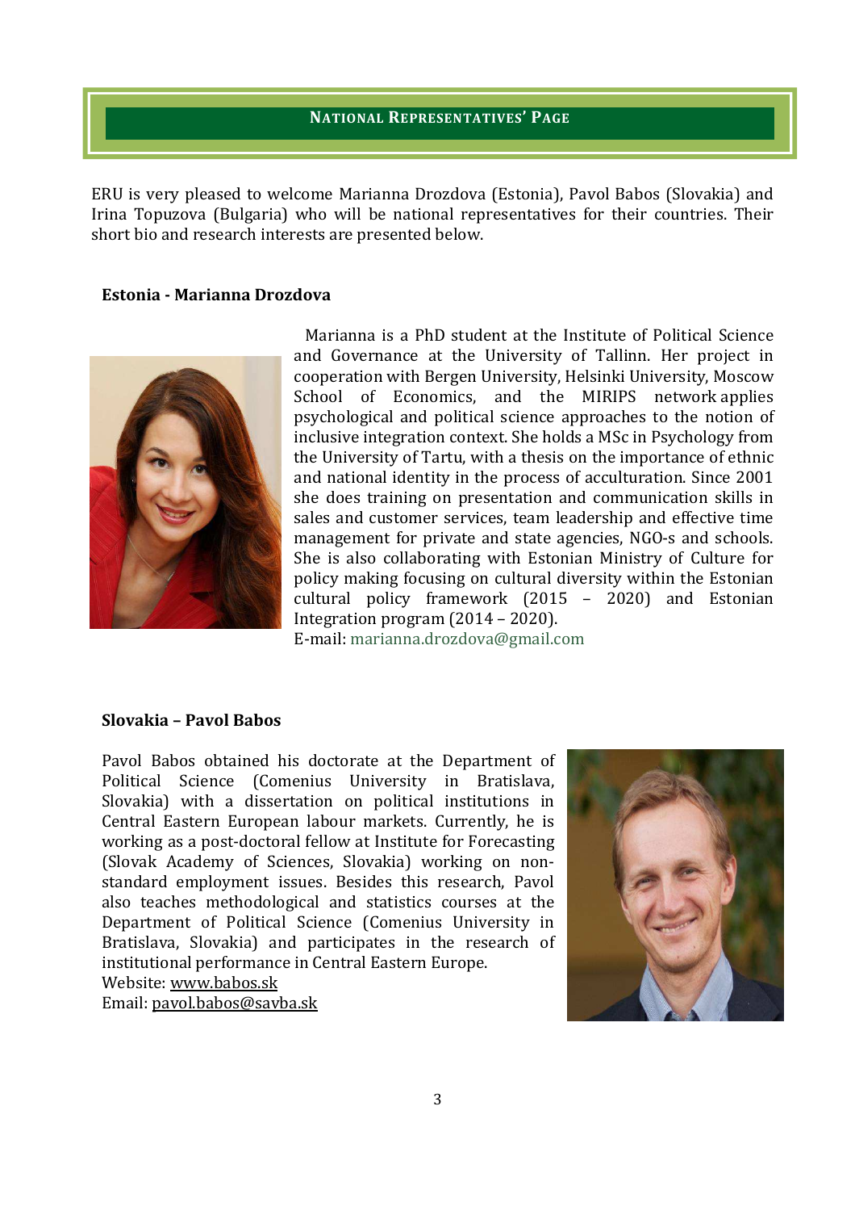## NATIONAL REPRESENTATIVES' PAGE

ERU is very pleased to welcome Marianna Drozdova (Estonia), Pavol Babos (Slovakia) and Irina Topuzova (Bulgaria) who will be national representatives for their countries. Their short bio and research interests are presented below.

### Estonia - Marianna Drozdova

Marianna is a PhD student at the Institute of Political Science and Governance at the University of Tallinn. Her project in cooperation with Bergen University, Helsinki University, Moscow School of Economics, and the MIRIPS network applies psychological and political science approaches to the notion of inclusive integration context. She holds a MSc in Psychology from the University of Tartu, with a thesis on the importance of ethnic and national identity in the process of acculturation. Since 2001 she does training on presentation and communication skills in sales and customer services, team leadership and effective time management for private and state agencies, NGO-s and schools. She is also collaborating with Estonian Ministry of Culture for policy making focusing on cultural diversity within the Estonian cultural policy framework (2015 – 2020) and Estonian Integration program (2014 – 2020).
E-mail: marianna.drozdova@gmail.com

### Slovakia – Pavol Babos

Pavol Babos obtained his doctorate at the Department of Political Science (Comenius University in Bratislava, Slovakia) with a dissertation on political institutions in Central Eastern European labour markets. Currently, he is working as a post-doctoral fellow at Institute for Forecasting (Slovak Academy of Sciences, Slovakia) working on non-standard employment issues. Besides this research, Pavol also teaches methodological and statistics courses at the Department of Political Science (Comenius University in Bratislava, Slovakia) and participates in the research of institutional performance in Central Eastern Europe.
Website: www.babos.sk
Email: pavol.babos@savba.sk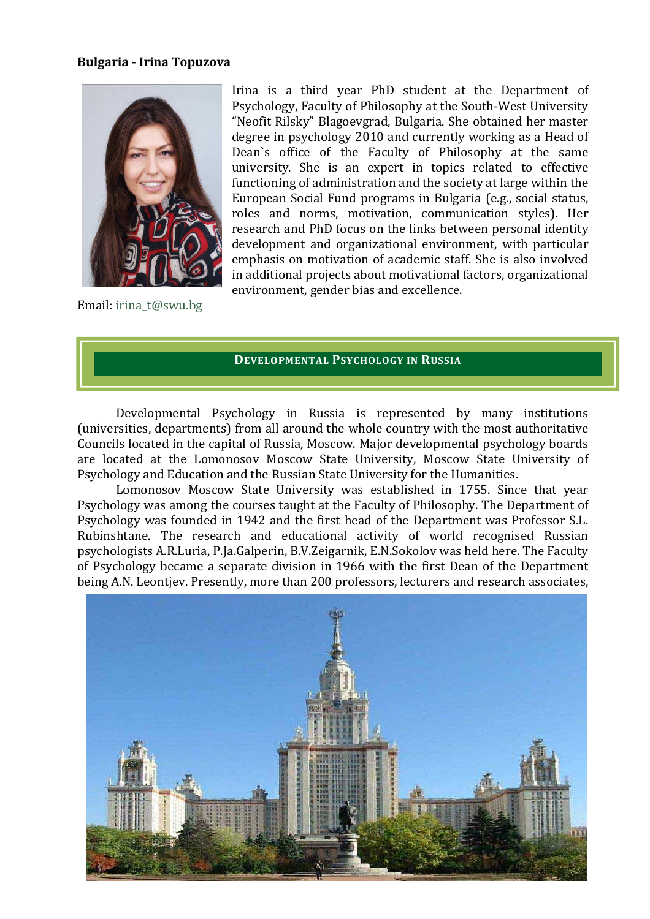**Bulgaria - Irina Topuzova**

Irina is a third year PhD student at the Department of Psychology, Faculty of Philosophy at the South-West University "Neofit Rilsky" Blagoevgrad, Bulgaria. She obtained her master degree in psychology 2010 and currently working as a Head of Dean`s office of the Faculty of Philosophy at the same university. She is an expert in topics related to effective functioning of administration and the society at large within the European Social Fund programs in Bulgaria (e.g., social status, roles and norms, motivation, communication styles). Her research and PhD focus on the links between personal identity development and organizational environment, with particular emphasis on motivation of academic staff. She is also involved in additional projects about motivational factors, organizational environment, gender bias and excellence.

Email: irina_t@swu.bg

## DEVELOPMENTAL PSYCHOLOGY IN RUSSIA

Developmental Psychology in Russia is represented by many institutions (universities, departments) from all around the whole country with the most authoritative Councils located in the capital of Russia, Moscow. Major developmental psychology boards are located at the Lomonosov Moscow State University, Moscow State University of Psychology and Education and the Russian State University for the Humanities.

Lomonosov Moscow State University was established in 1755. Since that year Psychology was among the courses taught at the Faculty of Philosophy. The Department of Psychology was founded in 1942 and the first head of the Department was Professor S.L. Rubinshtane. The research and educational activity of world recognised Russian psychologists A.R.Luria, P.Ja.Galperin, B.V.Zeigarnik, E.N.Sokolov was held here. The Faculty of Psychology became a separate division in 1966 with the first Dean of the Department being A.N. Leontjev. Presently, more than 200 professors, lecturers and research associates,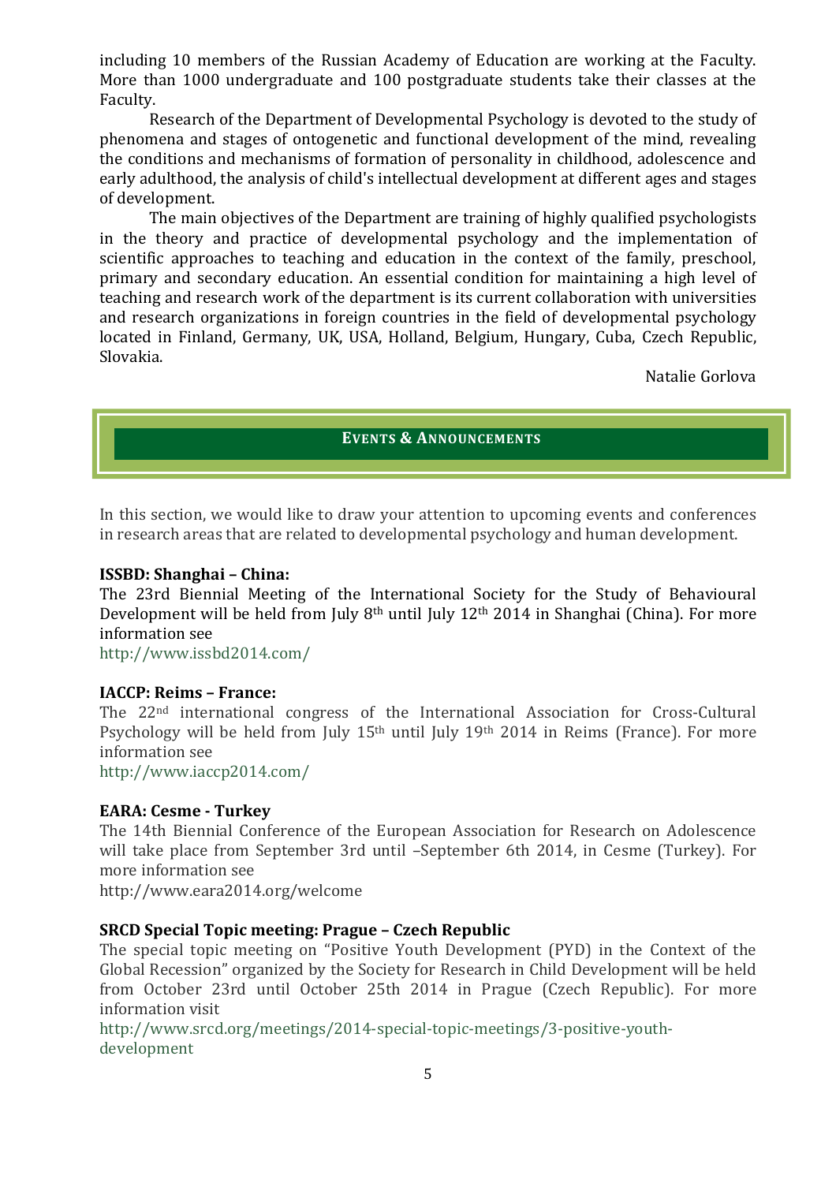including 10 members of the Russian Academy of Education are working at the Faculty. More than 1000 undergraduate and 100 postgraduate students take their classes at the Faculty.

Research of the Department of Developmental Psychology is devoted to the study of phenomena and stages of ontogenetic and functional development of the mind, revealing the conditions and mechanisms of formation of personality in childhood, adolescence and early adulthood, the analysis of child's intellectual development at different ages and stages of development.

The main objectives of the Department are training of highly qualified psychologists in the theory and practice of developmental psychology and the implementation of scientific approaches to teaching and education in the context of the family, preschool, primary and secondary education. An essential condition for maintaining a high level of teaching and research work of the department is its current collaboration with universities and research organizations in foreign countries in the field of developmental psychology located in Finland, Germany, UK, USA, Holland, Belgium, Hungary, Cuba, Czech Republic, Slovakia.

Natalie Gorlova

## EVENTS & ANNOUNCEMENTS

In this section, we would like to draw your attention to upcoming events and conferences in research areas that are related to developmental psychology and human development.

**ISSBD: Shanghai – China:**
The 23rd Biennial Meeting of the International Society for the Study of Behavioural Development will be held from July 8th until July 12th 2014 in Shanghai (China). For more information see
http://www.issbd2014.com/

**IACCP: Reims – France:**
The 22nd international congress of the International Association for Cross-Cultural Psychology will be held from July 15th until July 19th 2014 in Reims (France). For more information see
http://www.iaccp2014.com/

**EARA: Cesme - Turkey**
The 14th Biennial Conference of the European Association for Research on Adolescence will take place from September 3rd until –September 6th 2014, in Cesme (Turkey). For more information see
http://www.eara2014.org/welcome

**SRCD Special Topic meeting: Prague – Czech Republic**
The special topic meeting on "Positive Youth Development (PYD) in the Context of the Global Recession" organized by the Society for Research in Child Development will be held from October 23rd until October 25th 2014 in Prague (Czech Republic). For more information visit
http://www.srcd.org/meetings/2014-special-topic-meetings/3-positive-youth-development